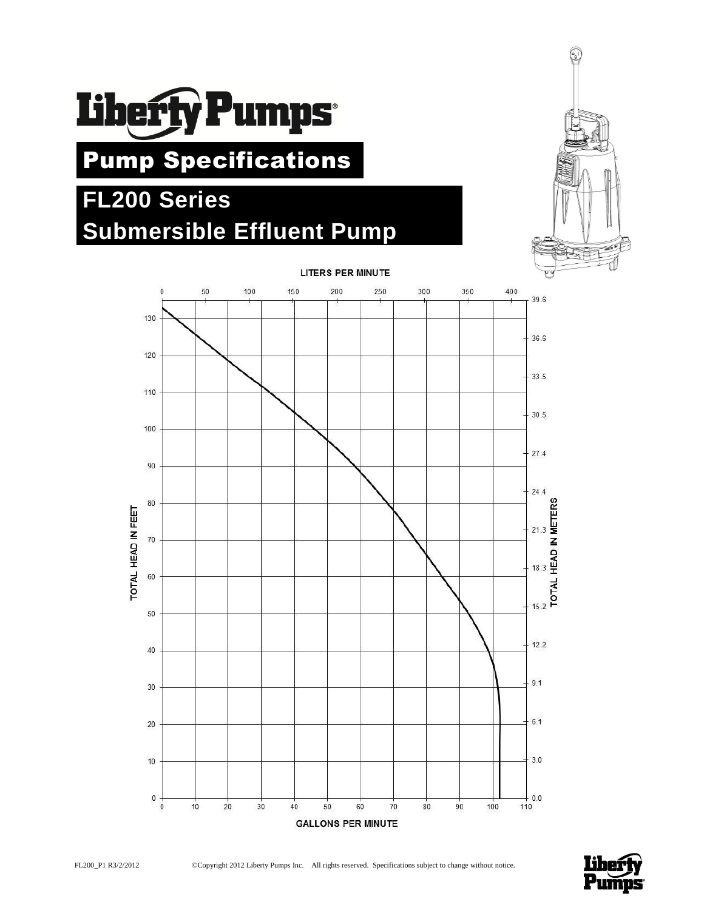# Liberty Pumps

## Pump Specifications

## FL200 Series Submersible Effluent Pump

LITERS PER MINUTE

TOTAL HEAD IN FEET

TOTAL HEAD IN METERS

GALLONS PER MINUTE

FL200_P1 R3/2/2012 ©Copyright 2012 Liberty Pumps Inc. All rights reserved. Specifications subject to change without notice.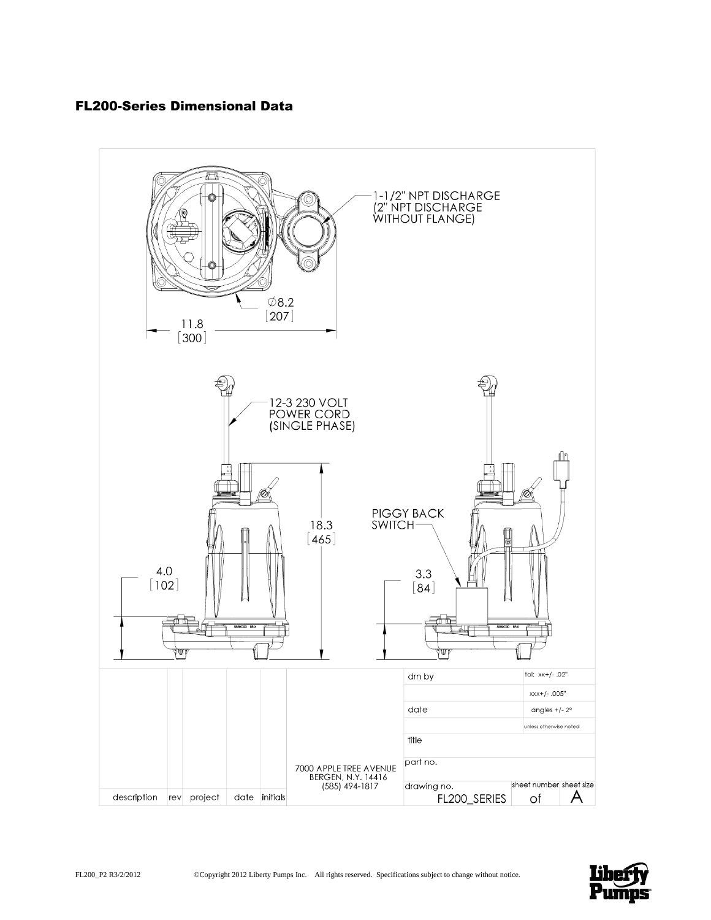## FL200-Series Dimensional Data

1-1/2" NPT DISCHARGE
(2" NPT DISCHARGE
WITHOUT FLANGE)

∅8.2
[207]

11.8
[300]

12-3 230 VOLT
POWER CORD
(SINGLE PHASE)

18.3
[465]

4.0
[102]

PIGGY BACK
SWITCH

3.3
[84]

| description | rev | project | date | initials | 7000 APPLE TREE AVENUE BERGEN, N.Y. 14416 (585) 494-1817 | drn by | tol: xx+/- .02" |
|---|---|---|---|---|---|---|---|
| | | | | | | | xxx+/- .005" |
| | | | | | | date | angles +/- 2° |
| | | | | | | | unless otherwise noted |
| | | | | | | title | |
| | | | | | | part no. | |
| | | | | | | drawing no. FL200_SERIES | sheet number of / sheet size A |

FL200_P2 R3/2/2012 ©Copyright 2012 Liberty Pumps Inc. All rights reserved. Specifications subject to change without notice.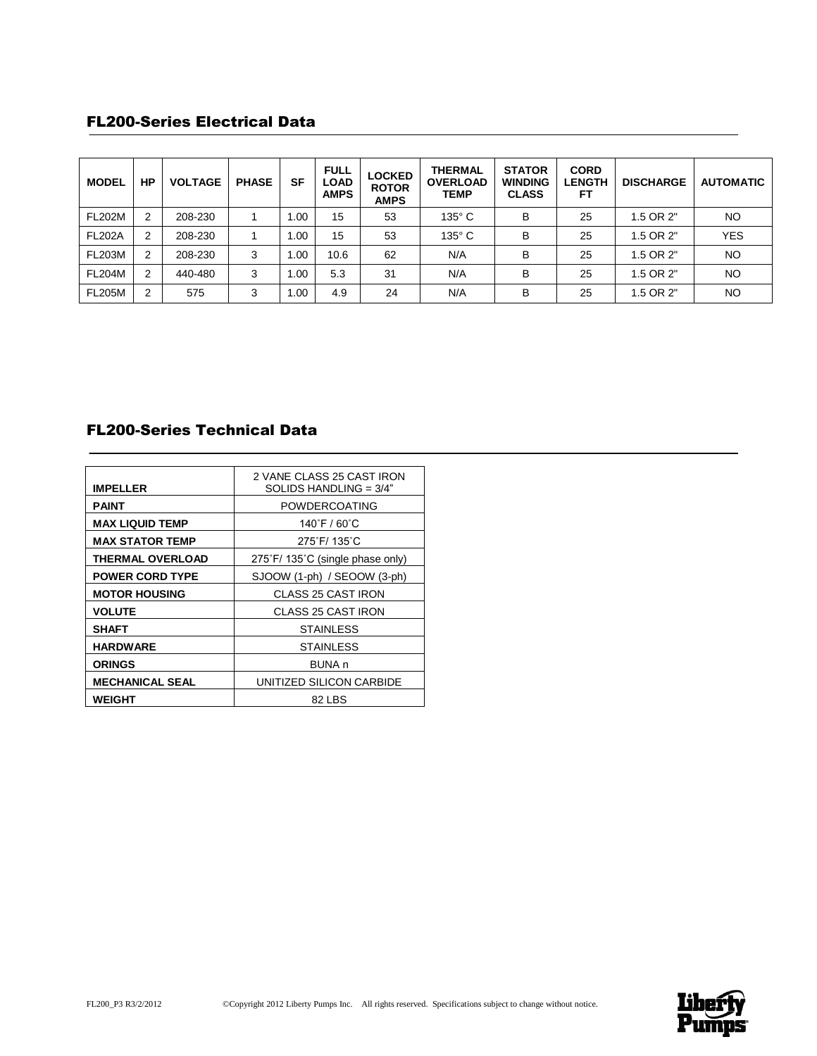## FL200-Series Electrical Data

| MODEL | HP | VOLTAGE | PHASE | SF | FULL LOAD AMPS | LOCKED ROTOR AMPS | THERMAL OVERLOAD TEMP | STATOR WINDING CLASS | CORD LENGTH FT | DISCHARGE | AUTOMATIC |
|---|---|---|---|---|---|---|---|---|---|---|---|
| FL202M | 2 | 208-230 | 1 | 1.00 | 15 | 53 | 135° C | B | 25 | 1.5 OR 2" | NO |
| FL202A | 2 | 208-230 | 1 | 1.00 | 15 | 53 | 135° C | B | 25 | 1.5 OR 2" | YES |
| FL203M | 2 | 208-230 | 3 | 1.00 | 10.6 | 62 | N/A | B | 25 | 1.5 OR 2" | NO |
| FL204M | 2 | 440-480 | 3 | 1.00 | 5.3 | 31 | N/A | B | 25 | 1.5 OR 2" | NO |
| FL205M | 2 | 575 | 3 | 1.00 | 4.9 | 24 | N/A | B | 25 | 1.5 OR 2" | NO |

## FL200-Series Technical Data

| | |
|---|---|
| **IMPELLER** | 2 VANE CLASS 25 CAST IRON SOLIDS HANDLING = 3/4" |
| **PAINT** | POWDERCOATING |
| **MAX LIQUID TEMP** | 140˚F / 60˚C |
| **MAX STATOR TEMP** | 275˚F/ 135˚C |
| **THERMAL OVERLOAD** | 275˚F/ 135˚C (single phase only) |
| **POWER CORD TYPE** | SJOOW (1-ph) / SEOOW (3-ph) |
| **MOTOR HOUSING** | CLASS 25 CAST IRON |
| **VOLUTE** | CLASS 25 CAST IRON |
| **SHAFT** | STAINLESS |
| **HARDWARE** | STAINLESS |
| **ORINGS** | BUNA n |
| **MECHANICAL SEAL** | UNITIZED SILICON CARBIDE |
| **WEIGHT** | 82 LBS |

FL200_P3 R3/2/2012 ©Copyright 2012 Liberty Pumps Inc. All rights reserved. Specifications subject to change without notice.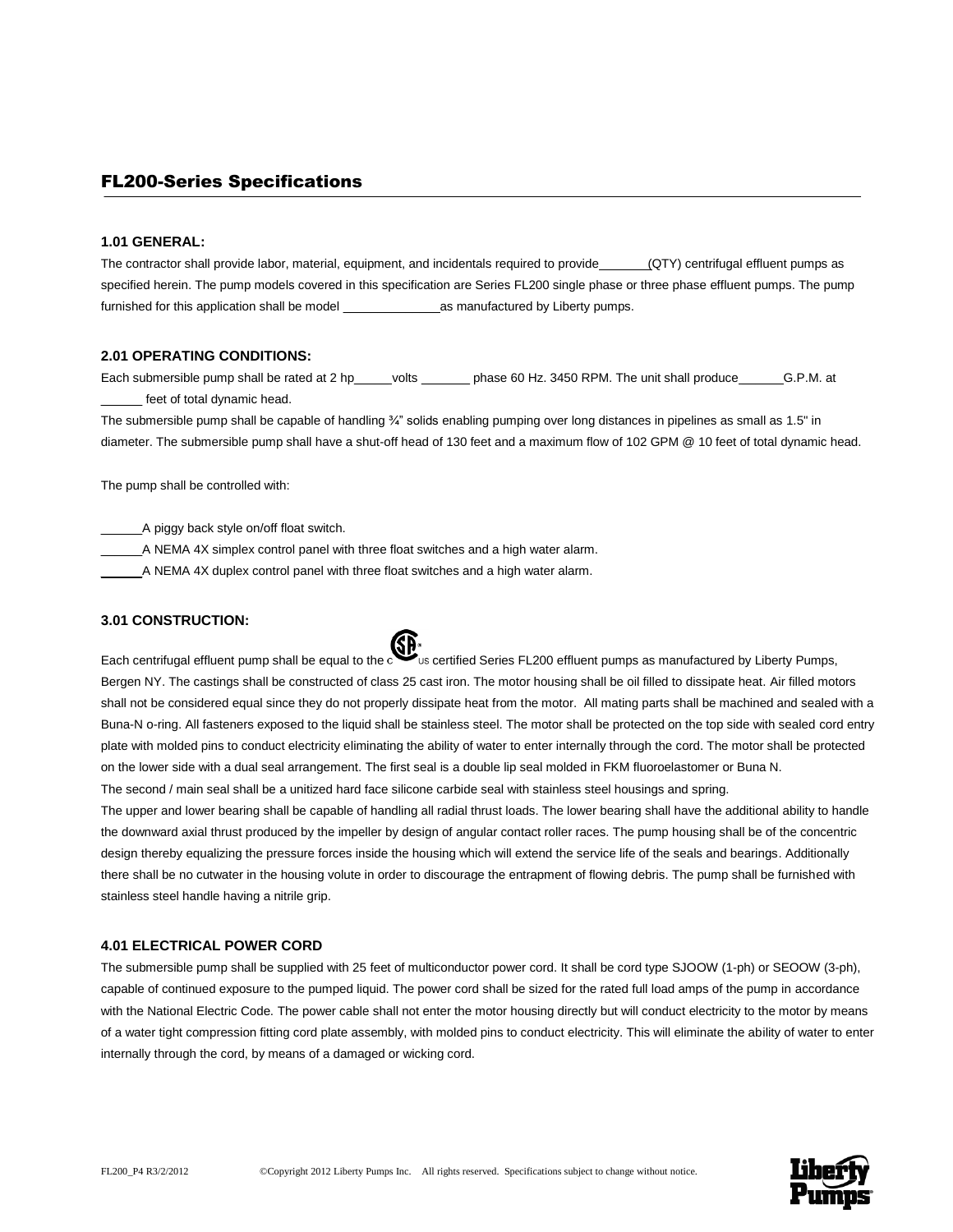## FL200-Series Specifications

### 1.01 GENERAL:

The contractor shall provide labor, material, equipment, and incidentals required to provide_______(QTY) centrifugal effluent pumps as specified herein. The pump models covered in this specification are Series FL200 single phase or three phase effluent pumps. The pump furnished for this application shall be model _____________as manufactured by Liberty pumps.

### 2.01 OPERATING CONDITIONS:

Each submersible pump shall be rated at 2 hp_____volts _______ phase 60 Hz. 3450 RPM. The unit shall produce______G.P.M. at ______ feet of total dynamic head.

The submersible pump shall be capable of handling ¾" solids enabling pumping over long distances in pipelines as small as 1.5" in diameter. The submersible pump shall have a shut-off head of 130 feet and a maximum flow of 102 GPM @ 10 feet of total dynamic head.

The pump shall be controlled with:

______A piggy back style on/off float switch.
______A NEMA 4X simplex control panel with three float switches and a high water alarm.
______A NEMA 4X duplex control panel with three float switches and a high water alarm.

### 3.01 CONSTRUCTION:

Each centrifugal effluent pump shall be equal to the cCSAus certified Series FL200 effluent pumps as manufactured by Liberty Pumps, Bergen NY. The castings shall be constructed of class 25 cast iron. The motor housing shall be oil filled to dissipate heat. Air filled motors shall not be considered equal since they do not properly dissipate heat from the motor. All mating parts shall be machined and sealed with a Buna-N o-ring. All fasteners exposed to the liquid shall be stainless steel. The motor shall be protected on the top side with sealed cord entry plate with molded pins to conduct electricity eliminating the ability of water to enter internally through the cord. The motor shall be protected on the lower side with a dual seal arrangement. The first seal is a double lip seal molded in FKM fluoroelastomer or Buna N.
The second / main seal shall be a unitized hard face silicone carbide seal with stainless steel housings and spring.
The upper and lower bearing shall be capable of handling all radial thrust loads. The lower bearing shall have the additional ability to handle the downward axial thrust produced by the impeller by design of angular contact roller races. The pump housing shall be of the concentric design thereby equalizing the pressure forces inside the housing which will extend the service life of the seals and bearings. Additionally there shall be no cutwater in the housing volute in order to discourage the entrapment of flowing debris. The pump shall be furnished with stainless steel handle having a nitrile grip.

### 4.01 ELECTRICAL POWER CORD

The submersible pump shall be supplied with 25 feet of multiconductor power cord. It shall be cord type SJOOW (1-ph) or SEOOW (3-ph), capable of continued exposure to the pumped liquid. The power cord shall be sized for the rated full load amps of the pump in accordance with the National Electric Code. The power cable shall not enter the motor housing directly but will conduct electricity to the motor by means of a water tight compression fitting cord plate assembly, with molded pins to conduct electricity. This will eliminate the ability of water to enter internally through the cord, by means of a damaged or wicking cord.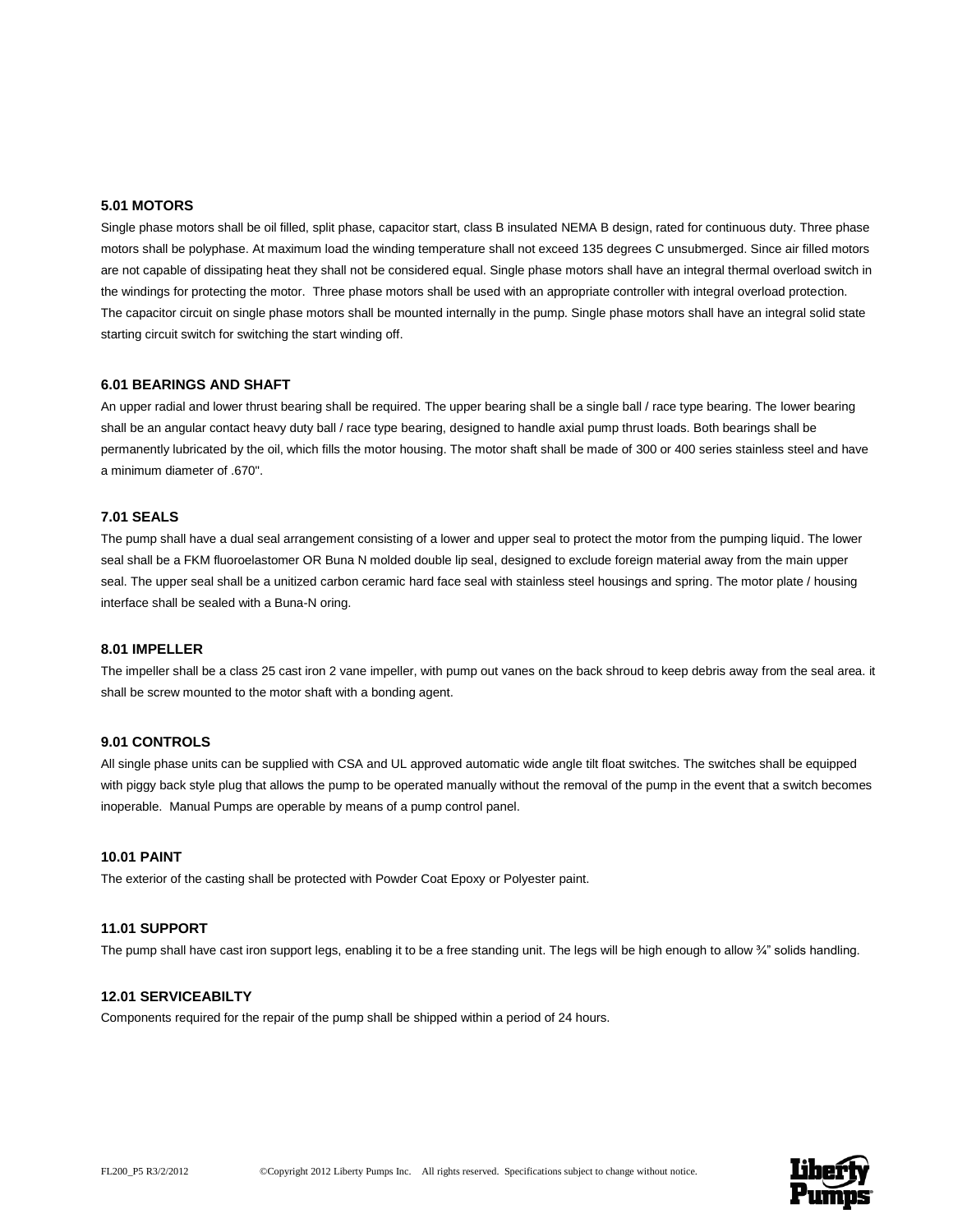### 5.01 MOTORS

Single phase motors shall be oil filled, split phase, capacitor start, class B insulated NEMA B design, rated for continuous duty. Three phase motors shall be polyphase. At maximum load the winding temperature shall not exceed 135 degrees C unsubmerged. Since air filled motors are not capable of dissipating heat they shall not be considered equal. Single phase motors shall have an integral thermal overload switch in the windings for protecting the motor. Three phase motors shall be used with an appropriate controller with integral overload protection. The capacitor circuit on single phase motors shall be mounted internally in the pump. Single phase motors shall have an integral solid state starting circuit switch for switching the start winding off.

### 6.01 BEARINGS AND SHAFT

An upper radial and lower thrust bearing shall be required. The upper bearing shall be a single ball / race type bearing. The lower bearing shall be an angular contact heavy duty ball / race type bearing, designed to handle axial pump thrust loads. Both bearings shall be permanently lubricated by the oil, which fills the motor housing. The motor shaft shall be made of 300 or 400 series stainless steel and have a minimum diameter of .670".

### 7.01 SEALS

The pump shall have a dual seal arrangement consisting of a lower and upper seal to protect the motor from the pumping liquid. The lower seal shall be a FKM fluoroelastomer OR Buna N molded double lip seal, designed to exclude foreign material away from the main upper seal. The upper seal shall be a unitized carbon ceramic hard face seal with stainless steel housings and spring. The motor plate / housing interface shall be sealed with a Buna-N oring.

### 8.01 IMPELLER

The impeller shall be a class 25 cast iron 2 vane impeller, with pump out vanes on the back shroud to keep debris away from the seal area. it shall be screw mounted to the motor shaft with a bonding agent.

### 9.01 CONTROLS

All single phase units can be supplied with CSA and UL approved automatic wide angle tilt float switches. The switches shall be equipped with piggy back style plug that allows the pump to be operated manually without the removal of the pump in the event that a switch becomes inoperable. Manual Pumps are operable by means of a pump control panel.

### 10.01 PAINT

The exterior of the casting shall be protected with Powder Coat Epoxy or Polyester paint.

### 11.01 SUPPORT

The pump shall have cast iron support legs, enabling it to be a free standing unit. The legs will be high enough to allow ¾" solids handling.

### 12.01 SERVICEABILTY

Components required for the repair of the pump shall be shipped within a period of 24 hours.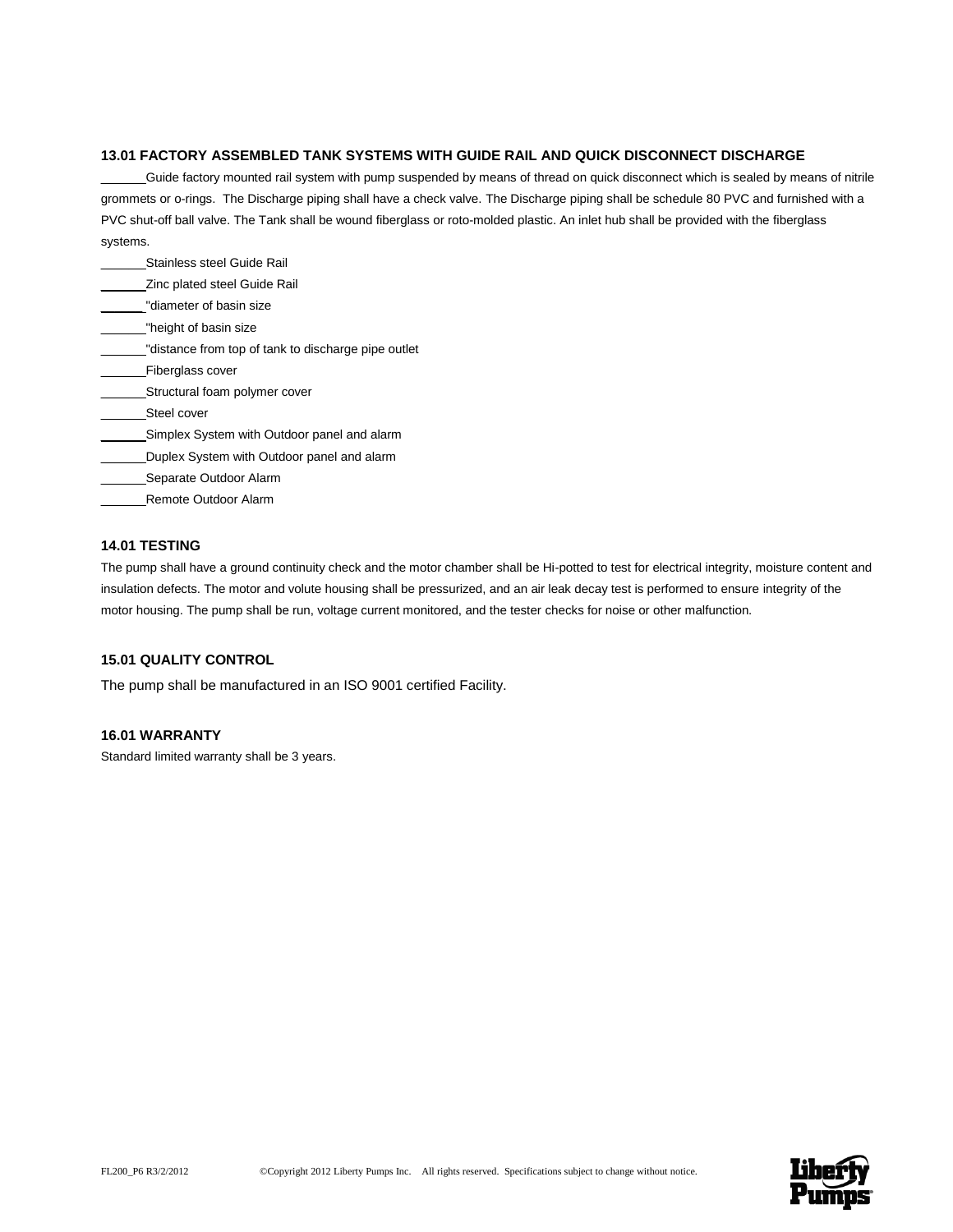### 13.01 FACTORY ASSEMBLED TANK SYSTEMS WITH GUIDE RAIL AND QUICK DISCONNECT DISCHARGE

______Guide factory mounted rail system with pump suspended by means of thread on quick disconnect which is sealed by means of nitrile grommets or o-rings. The Discharge piping shall have a check valve. The Discharge piping shall be schedule 80 PVC and furnished with a PVC shut-off ball valve. The Tank shall be wound fiberglass or roto-molded plastic. An inlet hub shall be provided with the fiberglass systems.

______Stainless steel Guide Rail  
______Zinc plated steel Guide Rail  
______"diameter of basin size  
______"height of basin size  
______"distance from top of tank to discharge pipe outlet  
______Fiberglass cover  
______Structural foam polymer cover  
______Steel cover  
______Simplex System with Outdoor panel and alarm  
______Duplex System with Outdoor panel and alarm  
______Separate Outdoor Alarm  
______Remote Outdoor Alarm

### 14.01 TESTING

The pump shall have a ground continuity check and the motor chamber shall be Hi-potted to test for electrical integrity, moisture content and insulation defects. The motor and volute housing shall be pressurized, and an air leak decay test is performed to ensure integrity of the motor housing. The pump shall be run, voltage current monitored, and the tester checks for noise or other malfunction.

### 15.01 QUALITY CONTROL

The pump shall be manufactured in an ISO 9001 certified Facility.

### 16.01 WARRANTY

Standard limited warranty shall be 3 years.

FL200_P6 R3/2/2012 ©Copyright 2012 Liberty Pumps Inc. All rights reserved. Specifications subject to change without notice.